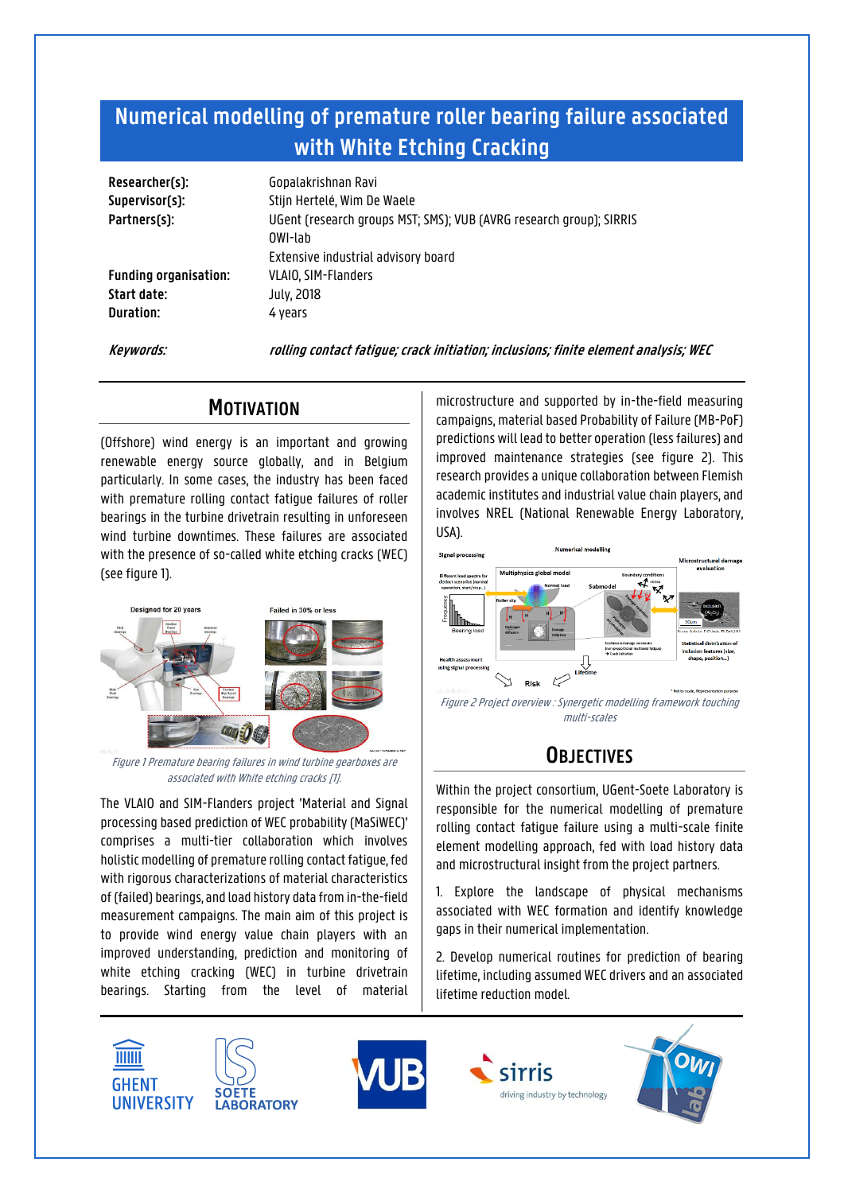# Numerical modelling of premature roller bearing failure associated with White Etching Cracking

| | |
|---|---|
| **Researcher(s):** | Gopalakrishnan Ravi |
| **Supervisor(s):** | Stijn Hertelé, Wim De Waele |
| **Partners(s):** | UGent (research groups MST; SMS); VUB (AVRG research group); SIRRIS<br>OWI-lab<br>Extensive industrial advisory board |
| **Funding organisation:** | VLAIO, SIM-Flanders |
| **Start date:** | July, 2018 |
| **Duration:** | 4 years |

***Keywords:*** ***rolling contact fatigue; crack initiation; inclusions; finite element analysis; WEC***

## Motivation

(Offshore) wind energy is an important and growing renewable energy source globally, and in Belgium particularly. In some cases, the industry has been faced with premature rolling contact fatigue failures of roller bearings in the turbine drivetrain resulting in unforeseen wind turbine downtimes. These failures are associated with the presence of so-called white etching cracks (WEC) (see figure 1).

*Figure 1 Premature bearing failures in wind turbine gearboxes are associated with White etching cracks [1].*

The VLAIO and SIM-Flanders project 'Material and Signal processing based prediction of WEC probability (MaSiWEC)' comprises a multi-tier collaboration which involves holistic modelling of premature rolling contact fatigue, fed with rigorous characterizations of material characteristics of (failed) bearings, and load history data from in-the-field measurement campaigns. The main aim of this project is to provide wind energy value chain players with an improved understanding, prediction and monitoring of white etching cracking (WEC) in turbine drivetrain bearings. Starting from the level of material microstructure and supported by in-the-field measuring campaigns, material based Probability of Failure (MB-PoF) predictions will lead to better operation (less failures) and improved maintenance strategies (see figure 2). This research provides a unique collaboration between Flemish academic institutes and industrial value chain players, and involves NREL (National Renewable Energy Laboratory, USA).

*Figure 2 Project overview : Synergetic modelling framework touching multi-scales*

## Objectives

Within the project consortium, UGent-Soete Laboratory is responsible for the numerical modelling of premature rolling contact fatigue failure using a multi-scale finite element modelling approach, fed with load history data and microstructural insight from the project partners.

1. Explore the landscape of physical mechanisms associated with WEC formation and identify knowledge gaps in their numerical implementation.

2. Develop numerical routines for prediction of bearing lifetime, including assumed WEC drivers and an associated lifetime reduction model.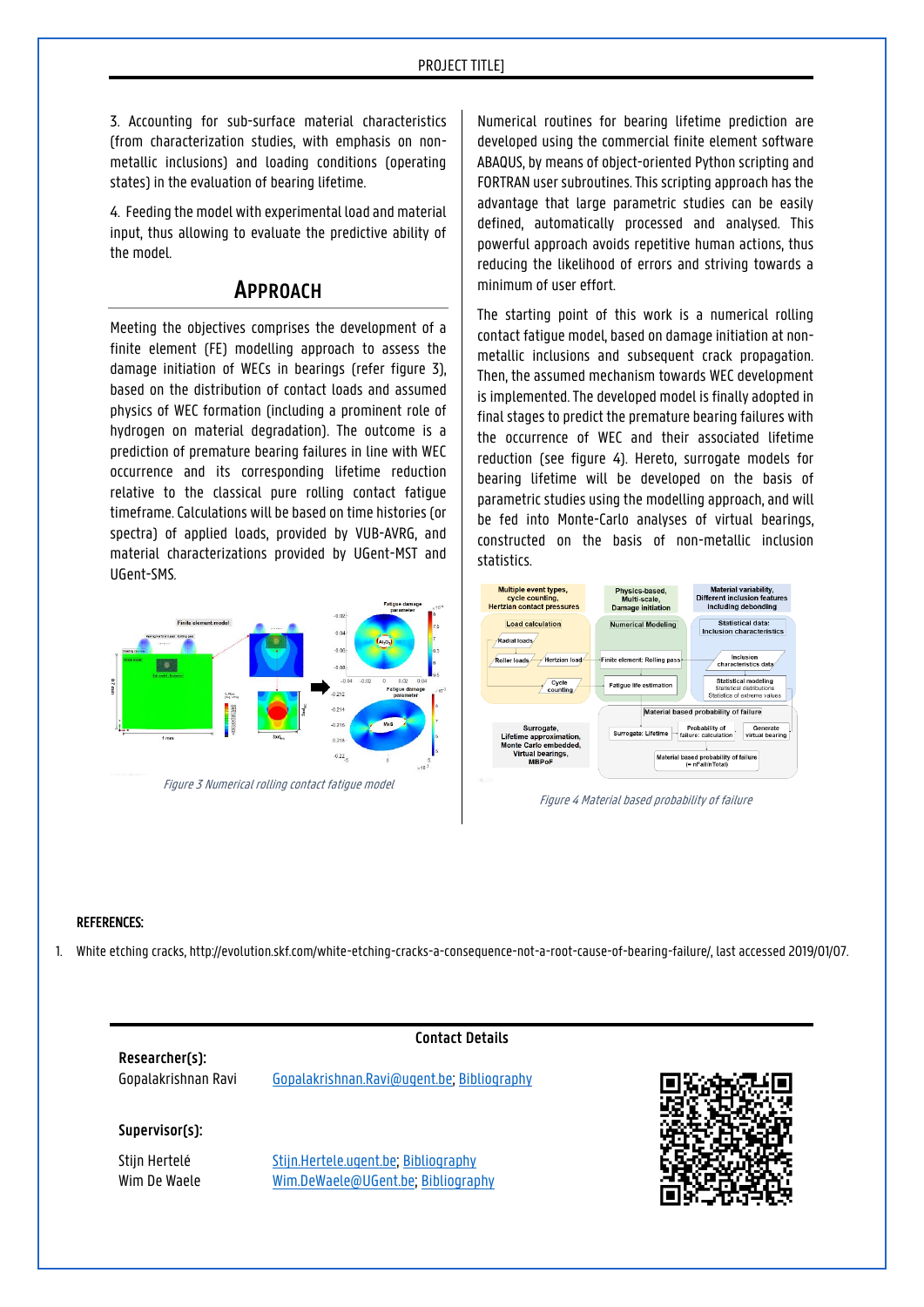3. Accounting for sub-surface material characteristics (from characterization studies, with emphasis on non-metallic inclusions) and loading conditions (operating states) in the evaluation of bearing lifetime.

4. Feeding the model with experimental load and material input, thus allowing to evaluate the predictive ability of the model.

## Approach

Meeting the objectives comprises the development of a finite element (FE) modelling approach to assess the damage initiation of WECs in bearings (refer figure 3), based on the distribution of contact loads and assumed physics of WEC formation (including a prominent role of hydrogen on material degradation). The outcome is a prediction of premature bearing failures in line with WEC occurrence and its corresponding lifetime reduction relative to the classical pure rolling contact fatigue timeframe. Calculations will be based on time histories (or spectra) of applied loads, provided by VUB-AVRG, and material characterizations provided by UGent-MST and UGent-SMS.

*Figure 3 Numerical rolling contact fatigue model*

Numerical routines for bearing lifetime prediction are developed using the commercial finite element software ABAQUS, by means of object-oriented Python scripting and FORTRAN user subroutines. This scripting approach has the advantage that large parametric studies can be easily defined, automatically processed and analysed. This powerful approach avoids repetitive human actions, thus reducing the likelihood of errors and striving towards a minimum of user effort.

The starting point of this work is a numerical rolling contact fatigue model, based on damage initiation at non-metallic inclusions and subsequent crack propagation. Then, the assumed mechanism towards WEC development is implemented. The developed model is finally adopted in final stages to predict the premature bearing failures with the occurrence of WEC and their associated lifetime reduction (see figure 4). Hereto, surrogate models for bearing lifetime will be developed on the basis of parametric studies using the modelling approach, and will be fed into Monte-Carlo analyses of virtual bearings, constructed on the basis of non-metallic inclusion statistics.

*Figure 4 Material based probability of failure*

**REFERENCES:**

1. White etching cracks, http://evolution.skf.com/white-etching-cracks-a-consequence-not-a-root-cause-of-bearing-failure/, last accessed 2019/01/07.

**Contact Details**

**Researcher(s):**

Gopalakrishnan Ravi — Gopalakrishnan.Ravi@ugent.be; Bibliography

**Supervisor(s):**

Stijn Hertelé — Stijn.Hertele.ugent.be; Bibliography

Wim De Waele — Wim.DeWaele@UGent.be; Bibliography